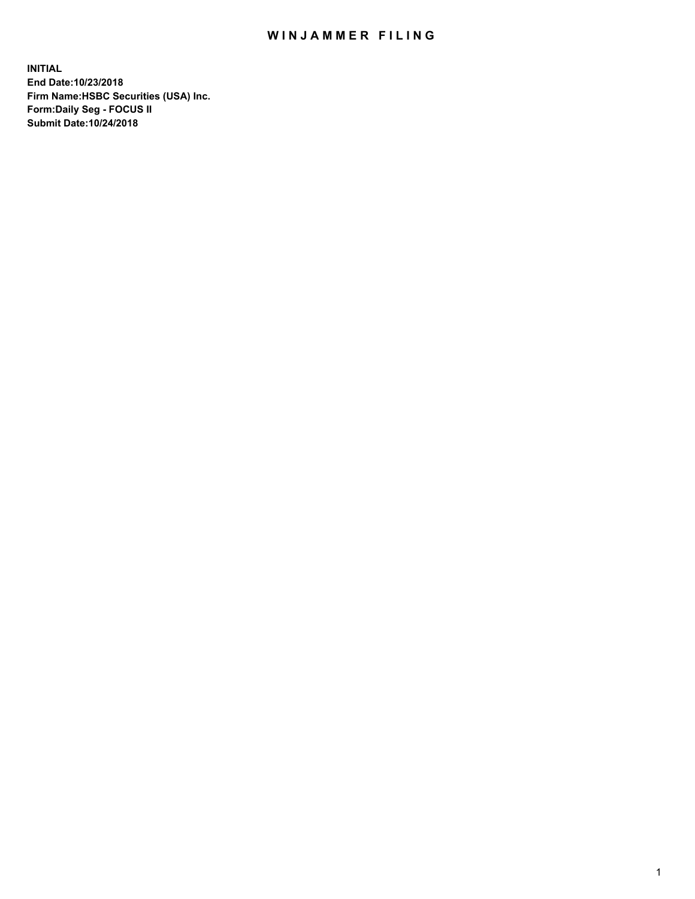# WINJAMMER FILING

**INITIAL**
**End Date:10/23/2018**
**Firm Name:HSBC Securities (USA) Inc.**
**Form:Daily Seg - FOCUS II**
**Submit Date:10/24/2018**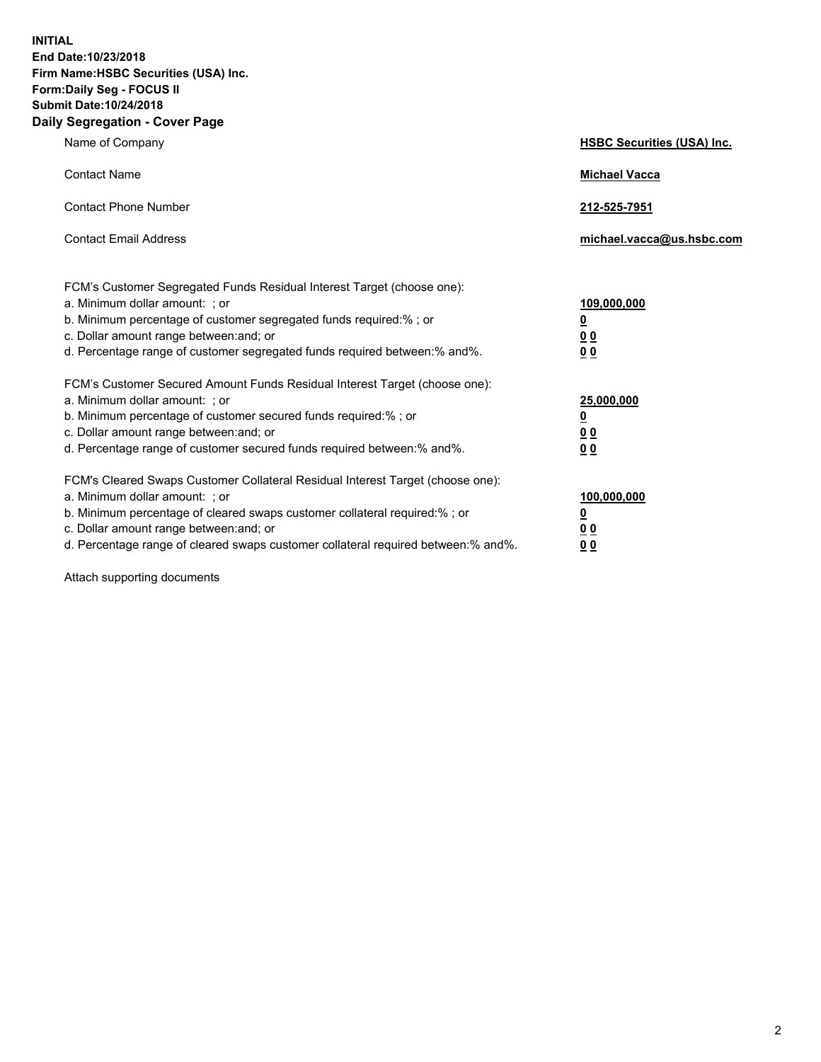**INITIAL**
**End Date:10/23/2018**
**Firm Name:HSBC Securities (USA) Inc.**
**Form:Daily Seg - FOCUS II**
**Submit Date:10/24/2018**

## Daily Segregation - Cover Page

| | |
|---|---|
| Name of Company | **HSBC Securities (USA) Inc.** |
| Contact Name | **Michael Vacca** |
| Contact Phone Number | **212-525-7951** |
| Contact Email Address | **michael.vacca@us.hsbc.com** |

FCM's Customer Segregated Funds Residual Interest Target (choose one):

| | |
|---|---|
| a. Minimum dollar amount: ; or | **109,000,000** |
| b. Minimum percentage of customer segregated funds required:% ; or | **0** |
| c. Dollar amount range between:and; or | **0 0** |
| d. Percentage range of customer segregated funds required between:% and%. | **0 0** |

FCM's Customer Secured Amount Funds Residual Interest Target (choose one):

| | |
|---|---|
| a. Minimum dollar amount: ; or | **25,000,000** |
| b. Minimum percentage of customer secured funds required:% ; or | **0** |
| c. Dollar amount range between:and; or | **0 0** |
| d. Percentage range of customer secured funds required between:% and%. | **0 0** |

FCM's Cleared Swaps Customer Collateral Residual Interest Target (choose one):

| | |
|---|---|
| a. Minimum dollar amount: ; or | **100,000,000** |
| b. Minimum percentage of cleared swaps customer collateral required:% ; or | **0** |
| c. Dollar amount range between:and; or | **0 0** |
| d. Percentage range of cleared swaps customer collateral required between:% and%. | **0 0** |

Attach supporting documents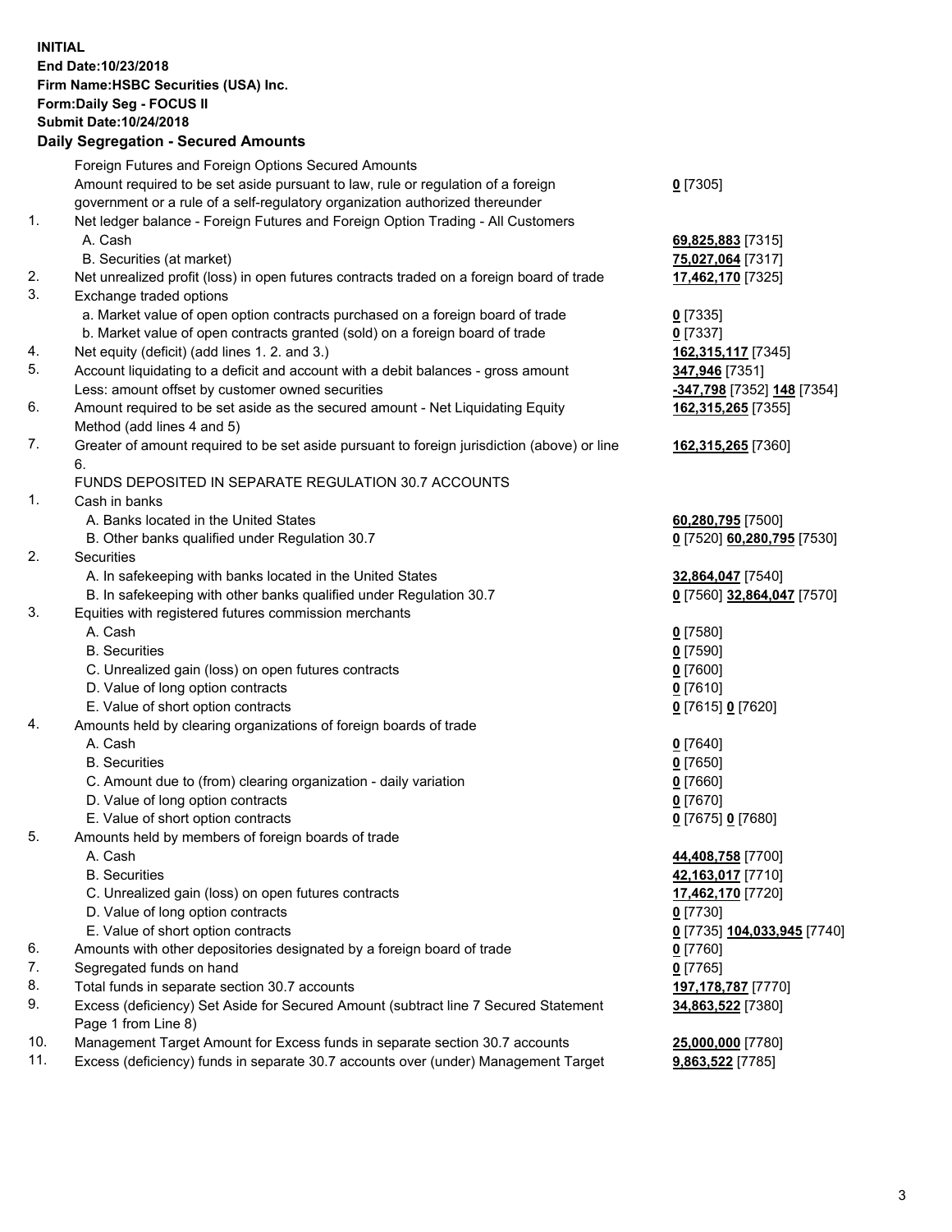**INITIAL**
**End Date:10/23/2018**
**Firm Name:HSBC Securities (USA) Inc.**
**Form:Daily Seg - FOCUS II**
**Submit Date:10/24/2018**

## Daily Segregation - Secured Amounts

| | | |
|---|---|---|
| | Foreign Futures and Foreign Options Secured Amounts | |
| | Amount required to be set aside pursuant to law, rule or regulation of a foreign government or a rule of a self-regulatory organization authorized thereunder | **0** [7305] |
| 1. | Net ledger balance - Foreign Futures and Foreign Option Trading - All Customers | |
| | A. Cash | **69,825,883** [7315] |
| | B. Securities (at market) | **75,027,064** [7317] |
| 2. | Net unrealized profit (loss) in open futures contracts traded on a foreign board of trade | **17,462,170** [7325] |
| 3. | Exchange traded options | |
| | a. Market value of open option contracts purchased on a foreign board of trade | **0** [7335] |
| | b. Market value of open contracts granted (sold) on a foreign board of trade | **0** [7337] |
| 4. | Net equity (deficit) (add lines 1. 2. and 3.) | **162,315,117** [7345] |
| 5. | Account liquidating to a deficit and account with a debit balances - gross amount | **347,946** [7351] |
| | Less: amount offset by customer owned securities | **-347,798** [7352] **148** [7354] |
| 6. | Amount required to be set aside as the secured amount - Net Liquidating Equity Method (add lines 4 and 5) | **162,315,265** [7355] |
| 7. | Greater of amount required to be set aside pursuant to foreign jurisdiction (above) or line 6. | **162,315,265** [7360] |
| | FUNDS DEPOSITED IN SEPARATE REGULATION 30.7 ACCOUNTS | |
| 1. | Cash in banks | |
| | A. Banks located in the United States | **60,280,795** [7500] |
| | B. Other banks qualified under Regulation 30.7 | **0** [7520] **60,280,795** [7530] |
| 2. | Securities | |
| | A. In safekeeping with banks located in the United States | **32,864,047** [7540] |
| | B. In safekeeping with other banks qualified under Regulation 30.7 | **0** [7560] **32,864,047** [7570] |
| 3. | Equities with registered futures commission merchants | |
| | A. Cash | **0** [7580] |
| | B. Securities | **0** [7590] |
| | C. Unrealized gain (loss) on open futures contracts | **0** [7600] |
| | D. Value of long option contracts | **0** [7610] |
| | E. Value of short option contracts | **0** [7615] **0** [7620] |
| 4. | Amounts held by clearing organizations of foreign boards of trade | |
| | A. Cash | **0** [7640] |
| | B. Securities | **0** [7650] |
| | C. Amount due to (from) clearing organization - daily variation | **0** [7660] |
| | D. Value of long option contracts | **0** [7670] |
| | E. Value of short option contracts | **0** [7675] **0** [7680] |
| 5. | Amounts held by members of foreign boards of trade | |
| | A. Cash | **44,408,758** [7700] |
| | B. Securities | **42,163,017** [7710] |
| | C. Unrealized gain (loss) on open futures contracts | **17,462,170** [7720] |
| | D. Value of long option contracts | **0** [7730] |
| | E. Value of short option contracts | **0** [7735] **104,033,945** [7740] |
| 6. | Amounts with other depositories designated by a foreign board of trade | **0** [7760] |
| 7. | Segregated funds on hand | **0** [7765] |
| 8. | Total funds in separate section 30.7 accounts | **197,178,787** [7770] |
| 9. | Excess (deficiency) Set Aside for Secured Amount (subtract line 7 Secured Statement Page 1 from Line 8) | **34,863,522** [7380] |
| 10. | Management Target Amount for Excess funds in separate section 30.7 accounts | **25,000,000** [7780] |
| 11. | Excess (deficiency) funds in separate 30.7 accounts over (under) Management Target | **9,863,522** [7785] |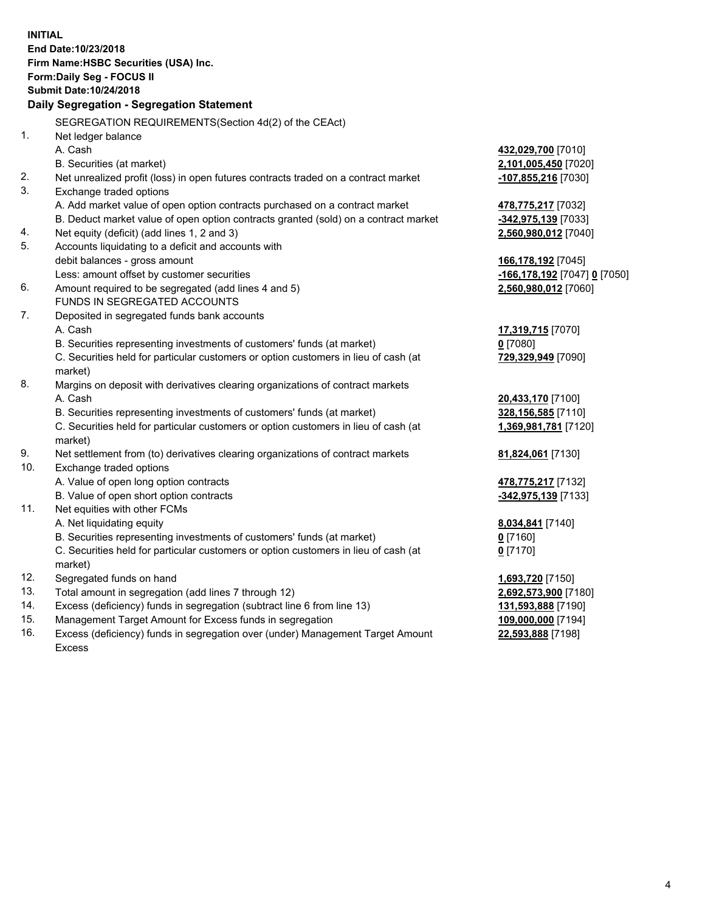**INITIAL**
**End Date:10/23/2018**
**Firm Name:HSBC Securities (USA) Inc.**
**Form:Daily Seg - FOCUS II**
**Submit Date:10/24/2018**

**Daily Segregation - Segregation Statement**

SEGREGATION REQUIREMENTS(Section 4d(2) of the CEAct)

| | | |
|---|---|---|
| 1. | Net ledger balance | |
| | A. Cash | **432,029,700** [7010] |
| | B. Securities (at market) | **2,101,005,450** [7020] |
| 2. | Net unrealized profit (loss) in open futures contracts traded on a contract market | **-107,855,216** [7030] |
| 3. | Exchange traded options | |
| | A. Add market value of open option contracts purchased on a contract market | **478,775,217** [7032] |
| | B. Deduct market value of open option contracts granted (sold) on a contract market | **-342,975,139** [7033] |
| 4. | Net equity (deficit) (add lines 1, 2 and 3) | **2,560,980,012** [7040] |
| 5. | Accounts liquidating to a deficit and accounts with debit balances - gross amount | **166,178,192** [7045] |
| | Less: amount offset by customer securities | **-166,178,192** [7047] **0** [7050] |
| 6. | Amount required to be segregated (add lines 4 and 5) | **2,560,980,012** [7060] |
| | FUNDS IN SEGREGATED ACCOUNTS | |
| 7. | Deposited in segregated funds bank accounts | |
| | A. Cash | **17,319,715** [7070] |
| | B. Securities representing investments of customers' funds (at market) | **0** [7080] |
| | C. Securities held for particular customers or option customers in lieu of cash (at market) | **729,329,949** [7090] |
| 8. | Margins on deposit with derivatives clearing organizations of contract markets | |
| | A. Cash | **20,433,170** [7100] |
| | B. Securities representing investments of customers' funds (at market) | **328,156,585** [7110] |
| | C. Securities held for particular customers or option customers in lieu of cash (at market) | **1,369,981,781** [7120] |
| 9. | Net settlement from (to) derivatives clearing organizations of contract markets | **81,824,061** [7130] |
| 10. | Exchange traded options | |
| | A. Value of open long option contracts | **478,775,217** [7132] |
| | B. Value of open short option contracts | **-342,975,139** [7133] |
| 11. | Net equities with other FCMs | |
| | A. Net liquidating equity | **8,034,841** [7140] |
| | B. Securities representing investments of customers' funds (at market) | **0** [7160] |
| | C. Securities held for particular customers or option customers in lieu of cash (at market) | **0** [7170] |
| 12. | Segregated funds on hand | **1,693,720** [7150] |
| 13. | Total amount in segregation (add lines 7 through 12) | **2,692,573,900** [7180] |
| 14. | Excess (deficiency) funds in segregation (subtract line 6 from line 13) | **131,593,888** [7190] |
| 15. | Management Target Amount for Excess funds in segregation | **109,000,000** [7194] |
| 16. | Excess (deficiency) funds in segregation over (under) Management Target Amount Excess | **22,593,888** [7198] |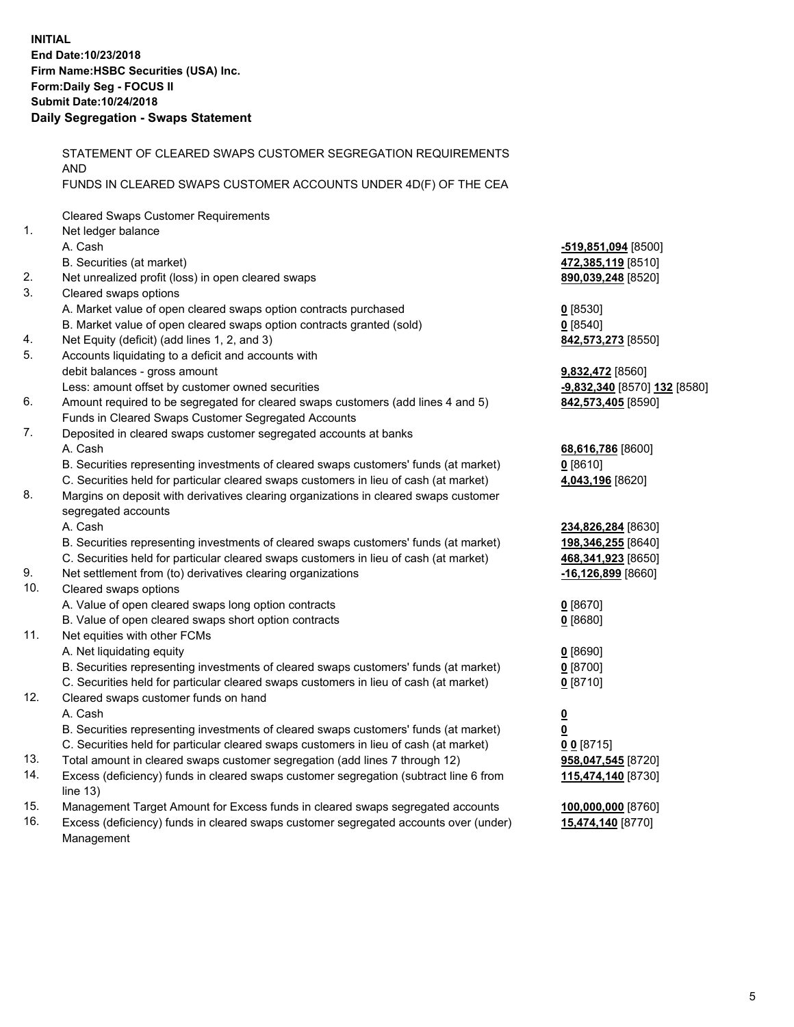**INITIAL**
**End Date:10/23/2018**
**Firm Name:HSBC Securities (USA) Inc.**
**Form:Daily Seg - FOCUS II**
**Submit Date:10/24/2018**
**Daily Segregation - Swaps Statement**

STATEMENT OF CLEARED SWAPS CUSTOMER SEGREGATION REQUIREMENTS AND FUNDS IN CLEARED SWAPS CUSTOMER ACCOUNTS UNDER 4D(F) OF THE CEA

| | | |
|---|---|---|
| | Cleared Swaps Customer Requirements | |
| 1. | Net ledger balance | |
| | A. Cash | **-519,851,094** [8500] |
| | B. Securities (at market) | **472,385,119** [8510] |
| 2. | Net unrealized profit (loss) in open cleared swaps | **890,039,248** [8520] |
| 3. | Cleared swaps options | |
| | A. Market value of open cleared swaps option contracts purchased | **0** [8530] |
| | B. Market value of open cleared swaps option contracts granted (sold) | **0** [8540] |
| 4. | Net Equity (deficit) (add lines 1, 2, and 3) | **842,573,273** [8550] |
| 5. | Accounts liquidating to a deficit and accounts with | |
| | debit balances - gross amount | **9,832,472** [8560] |
| | Less: amount offset by customer owned securities | **-9,832,340** [8570] **132** [8580] |
| 6. | Amount required to be segregated for cleared swaps customers (add lines 4 and 5) | **842,573,405** [8590] |
| | Funds in Cleared Swaps Customer Segregated Accounts | |
| 7. | Deposited in cleared swaps customer segregated accounts at banks | |
| | A. Cash | **68,616,786** [8600] |
| | B. Securities representing investments of cleared swaps customers' funds (at market) | **0** [8610] |
| | C. Securities held for particular cleared swaps customers in lieu of cash (at market) | **4,043,196** [8620] |
| 8. | Margins on deposit with derivatives clearing organizations in cleared swaps customer segregated accounts | |
| | A. Cash | **234,826,284** [8630] |
| | B. Securities representing investments of cleared swaps customers' funds (at market) | **198,346,255** [8640] |
| | C. Securities held for particular cleared swaps customers in lieu of cash (at market) | **468,341,923** [8650] |
| 9. | Net settlement from (to) derivatives clearing organizations | **-16,126,899** [8660] |
| 10. | Cleared swaps options | |
| | A. Value of open cleared swaps long option contracts | **0** [8670] |
| | B. Value of open cleared swaps short option contracts | **0** [8680] |
| 11. | Net equities with other FCMs | |
| | A. Net liquidating equity | **0** [8690] |
| | B. Securities representing investments of cleared swaps customers' funds (at market) | **0** [8700] |
| | C. Securities held for particular cleared swaps customers in lieu of cash (at market) | **0** [8710] |
| 12. | Cleared swaps customer funds on hand | |
| | A. Cash | **0** |
| | B. Securities representing investments of cleared swaps customers' funds (at market) | **0** |
| | C. Securities held for particular cleared swaps customers in lieu of cash (at market) | **0** **0** [8715] |
| 13. | Total amount in cleared swaps customer segregation (add lines 7 through 12) | **958,047,545** [8720] |
| 14. | Excess (deficiency) funds in cleared swaps customer segregation (subtract line 6 from line 13) | **115,474,140** [8730] |
| 15. | Management Target Amount for Excess funds in cleared swaps segregated accounts | **100,000,000** [8760] |
| 16. | Excess (deficiency) funds in cleared swaps customer segregated accounts over (under) Management | **15,474,140** [8770] |